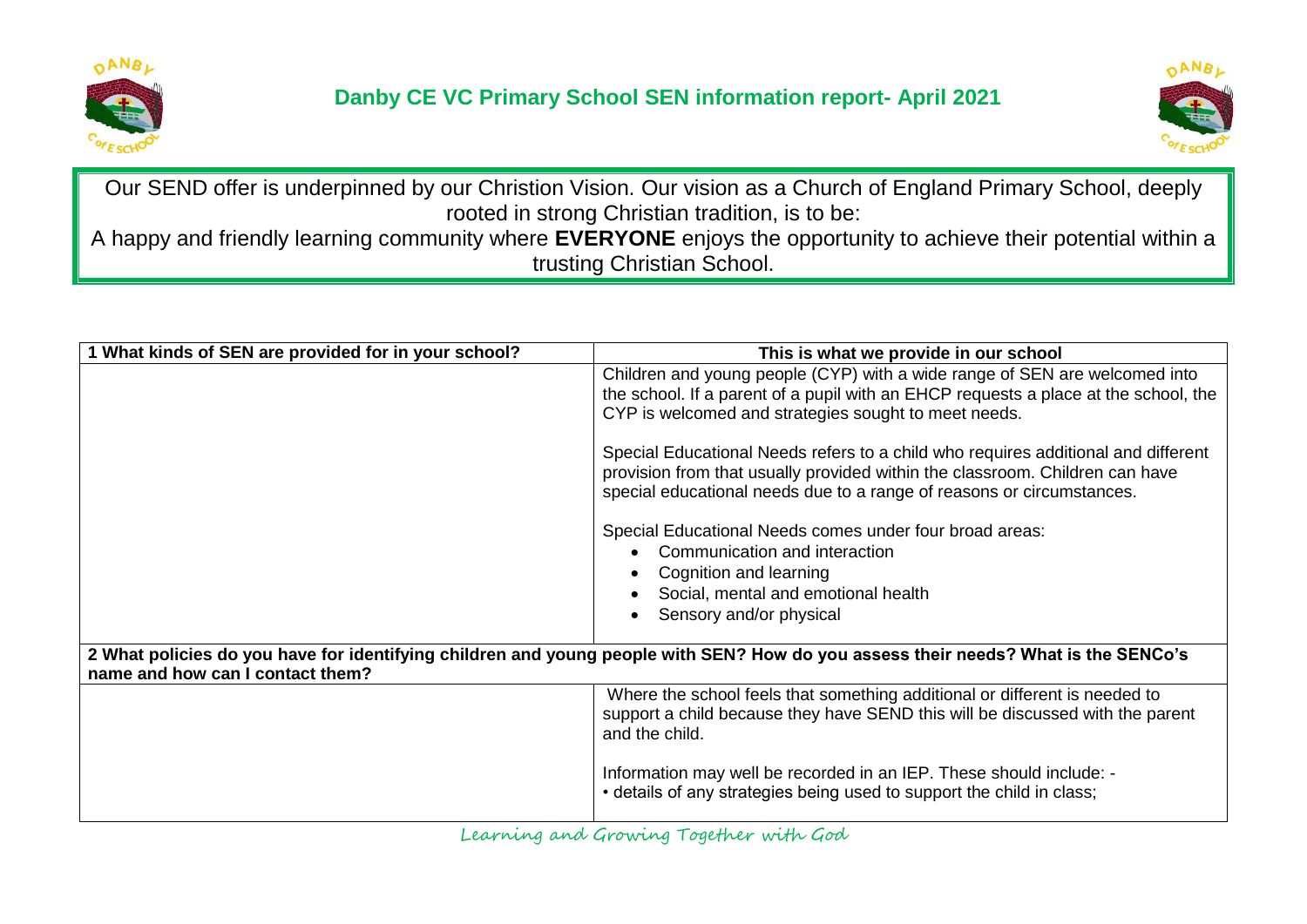# Danby CE VC Primary School SEN information report- April 2021

Our SEND offer is underpinned by our Christion Vision. Our vision as a Church of England Primary School, deeply rooted in strong Christian tradition, is to be:

A happy and friendly learning community where **EVERYONE** enjoys the opportunity to achieve their potential within a trusting Christian School.

| **1 What kinds of SEN are provided for in your school?** | **This is what we provide in our school** |
|---|---|
| | Children and young people (CYP) with a wide range of SEN are welcomed into the school. If a parent of a pupil with an EHCP requests a place at the school, the CYP is welcomed and strategies sought to meet needs.<br><br>Special Educational Needs refers to a child who requires additional and different provision from that usually provided within the classroom. Children can have special educational needs due to a range of reasons or circumstances.<br><br>Special Educational Needs comes under four broad areas:<br>• Communication and interaction<br>• Cognition and learning<br>• Social, mental and emotional health<br>• Sensory and/or physical |
| **2 What policies do you have for identifying children and young people with SEN? How do you assess their needs? What is the SENCo's name and how can I contact them?** | |
| | Where the school feels that something additional or different is needed to support a child because they have SEND this will be discussed with the parent and the child.<br><br>Information may well be recorded in an IEP. These should include: -<br>• details of any strategies being used to support the child in class; |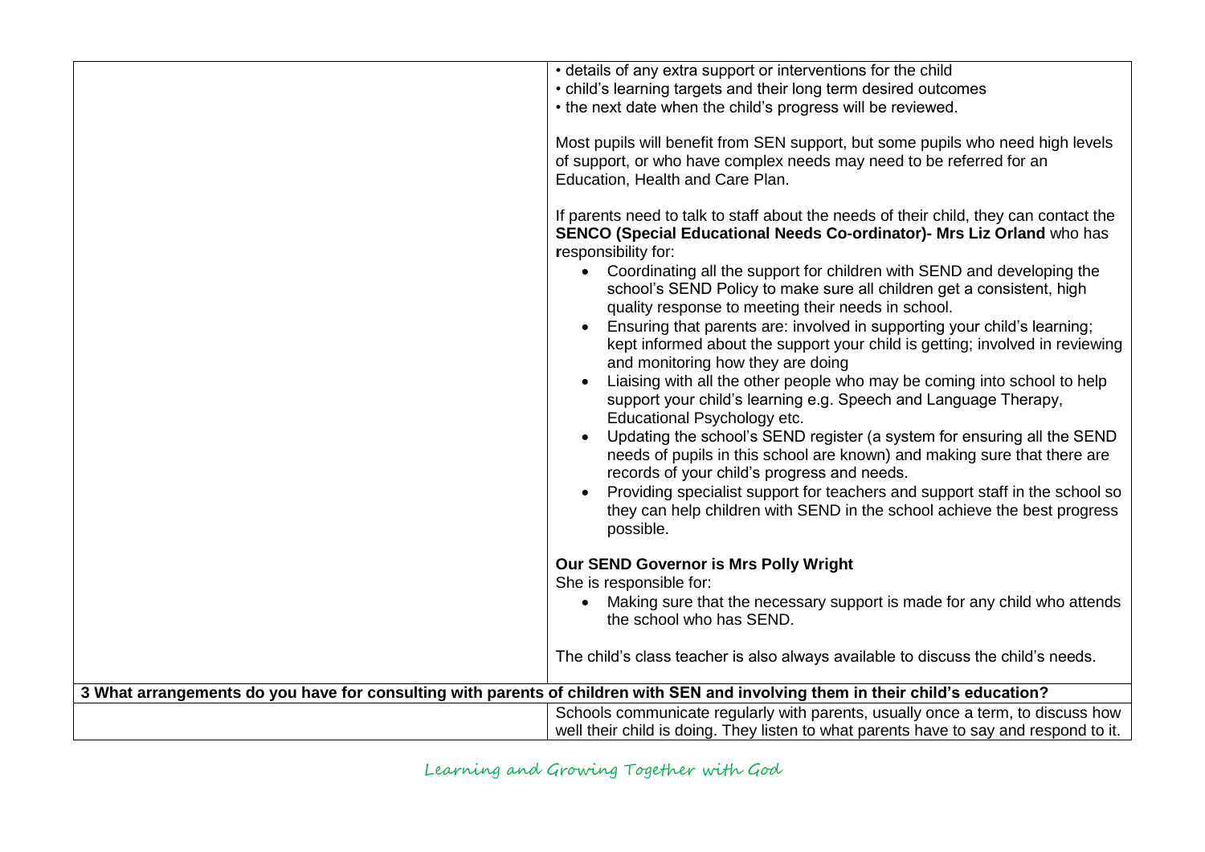| | |
|---|---|
| | • details of any extra support or interventions for the child<br>• child's learning targets and their long term desired outcomes<br>• the next date when the child's progress will be reviewed.<br><br>Most pupils will benefit from SEN support, but some pupils who need high levels of support, or who have complex needs may need to be referred for an Education, Health and Care Plan.<br><br>If parents need to talk to staff about the needs of their child, they can contact the **SENCO (Special Educational Needs Co-ordinator)- Mrs Liz Orland** who has **r**esponsibility for:<br>• Coordinating all the support for children with SEND and developing the school's SEND Policy to make sure all children get a consistent, high quality response to meeting their needs in school.<br>• Ensuring that parents are: involved in supporting your child's learning; kept informed about the support your child is getting; involved in reviewing and monitoring how they are doing<br>• Liaising with all the other people who may be coming into school to help support your child's learning e.g. Speech and Language Therapy, Educational Psychology etc.<br>• Updating the school's SEND register (a system for ensuring all the SEND needs of pupils in this school are known) and making sure that there are records of your child's progress and needs.<br>• Providing specialist support for teachers and support staff in the school so they can help children with SEND in the school achieve the best progress possible.<br><br>**Our SEND Governor is Mrs Polly Wright**<br>She is responsible for:<br>• Making sure that the necessary support is made for any child who attends the school who has SEND.<br><br>The child's class teacher is also always available to discuss the child's needs. |
| **3 What arrangements do you have for consulting with parents of children with SEN and involving them in their child's education?** | |
| | Schools communicate regularly with parents, usually once a term, to discuss how well their child is doing. They listen to what parents have to say and respond to it. |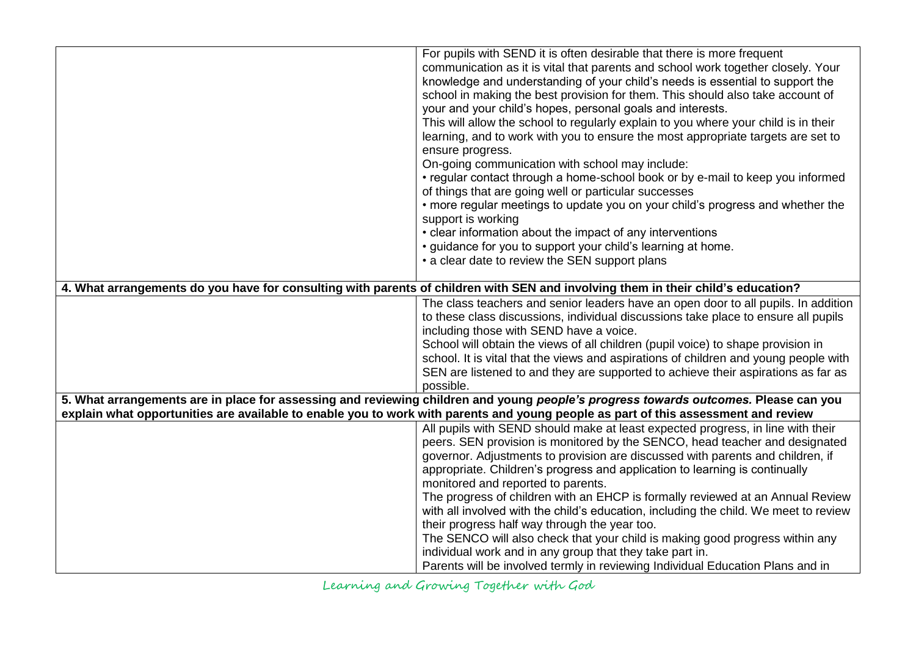| | |
|---|---|
| | For pupils with SEND it is often desirable that there is more frequent communication as it is vital that parents and school work together closely. Your knowledge and understanding of your child's needs is essential to support the school in making the best provision for them. This should also take account of your and your child's hopes, personal goals and interests.<br>This will allow the school to regularly explain to you where your child is in their learning, and to work with you to ensure the most appropriate targets are set to ensure progress.<br>On-going communication with school may include:<br>• regular contact through a home-school book or by e-mail to keep you informed of things that are going well or particular successes<br>• more regular meetings to update you on your child's progress and whether the support is working<br>• clear information about the impact of any interventions<br>• guidance for you to support your child's learning at home.<br>• a clear date to review the SEN support plans |
| **4. What arrangements do you have for consulting with parents of children with SEN and involving them in their child's education?** | |
| | The class teachers and senior leaders have an open door to all pupils. In addition to these class discussions, individual discussions take place to ensure all pupils including those with SEND have a voice.<br>School will obtain the views of all children (pupil voice) to shape provision in school. It is vital that the views and aspirations of children and young people with SEN are listened to and they are supported to achieve their aspirations as far as possible. |
| **5. What arrangements are in place for assessing and reviewing children and young *people's progress towards outcomes.* Please can you explain what opportunities are available to enable you to work with parents and young people as part of this assessment and review** | |
| | All pupils with SEND should make at least expected progress, in line with their peers. SEN provision is monitored by the SENCO, head teacher and designated governor. Adjustments to provision are discussed with parents and children, if appropriate. Children's progress and application to learning is continually monitored and reported to parents.<br>The progress of children with an EHCP is formally reviewed at an Annual Review with all involved with the child's education, including the child. We meet to review their progress half way through the year too.<br>The SENCO will also check that your child is making good progress within any individual work and in any group that they take part in.<br>Parents will be involved termly in reviewing Individual Education Plans and in |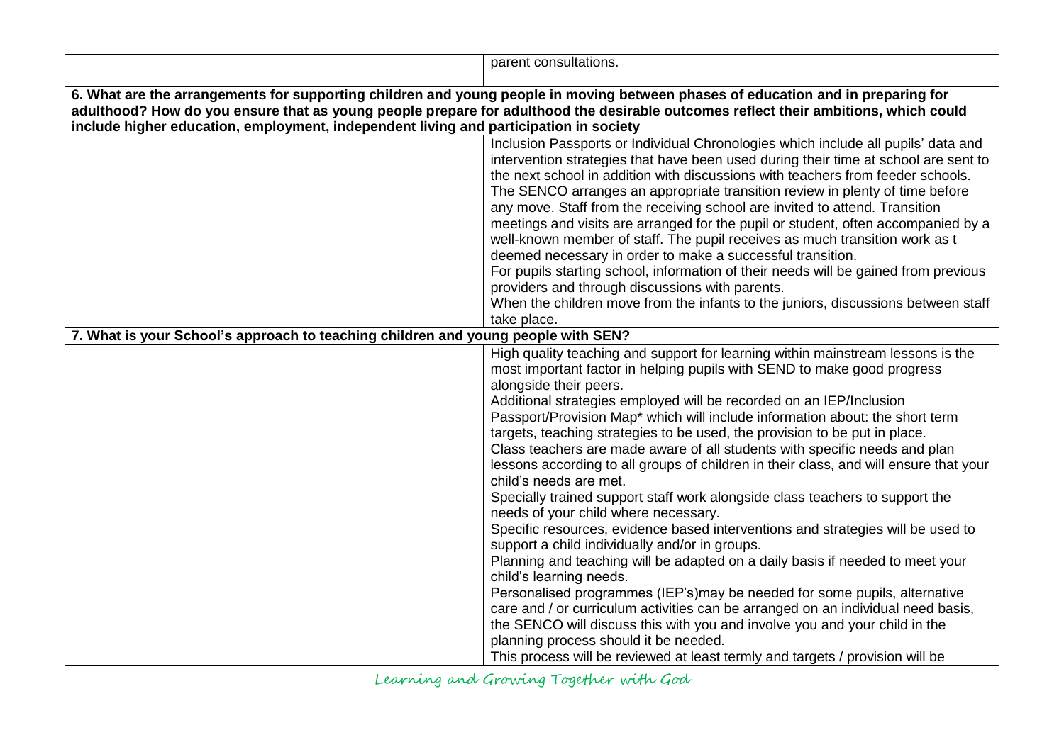| | |
|---|---|
| | parent consultations. |
| **6. What are the arrangements for supporting children and young people in moving between phases of education and in preparing for adulthood? How do you ensure that as young people prepare for adulthood the desirable outcomes reflect their ambitions, which could include higher education, employment, independent living and participation in society** | |
| | Inclusion Passports or Individual Chronologies which include all pupils' data and intervention strategies that have been used during their time at school are sent to the next school in addition with discussions with teachers from feeder schools.<br>The SENCO arranges an appropriate transition review in plenty of time before any move. Staff from the receiving school are invited to attend. Transition meetings and visits are arranged for the pupil or student, often accompanied by a well-known member of staff. The pupil receives as much transition work as t deemed necessary in order to make a successful transition.<br>For pupils starting school, information of their needs will be gained from previous providers and through discussions with parents.<br>When the children move from the infants to the juniors, discussions between staff take place. |
| **7. What is your School's approach to teaching children and young people with SEN?** | |
| | High quality teaching and support for learning within mainstream lessons is the most important factor in helping pupils with SEND to make good progress alongside their peers.<br>Additional strategies employed will be recorded on an IEP/Inclusion Passport/Provision Map* which will include information about: the short term targets, teaching strategies to be used, the provision to be put in place.<br>Class teachers are made aware of all students with specific needs and plan lessons according to all groups of children in their class, and will ensure that your child's needs are met.<br>Specially trained support staff work alongside class teachers to support the needs of your child where necessary.<br>Specific resources, evidence based interventions and strategies will be used to support a child individually and/or in groups.<br>Planning and teaching will be adapted on a daily basis if needed to meet your child's learning needs.<br>Personalised programmes (IEP's)may be needed for some pupils, alternative care and / or curriculum activities can be arranged on an individual need basis, the SENCO will discuss this with you and involve you and your child in the planning process should it be needed.<br>This process will be reviewed at least termly and targets / provision will be |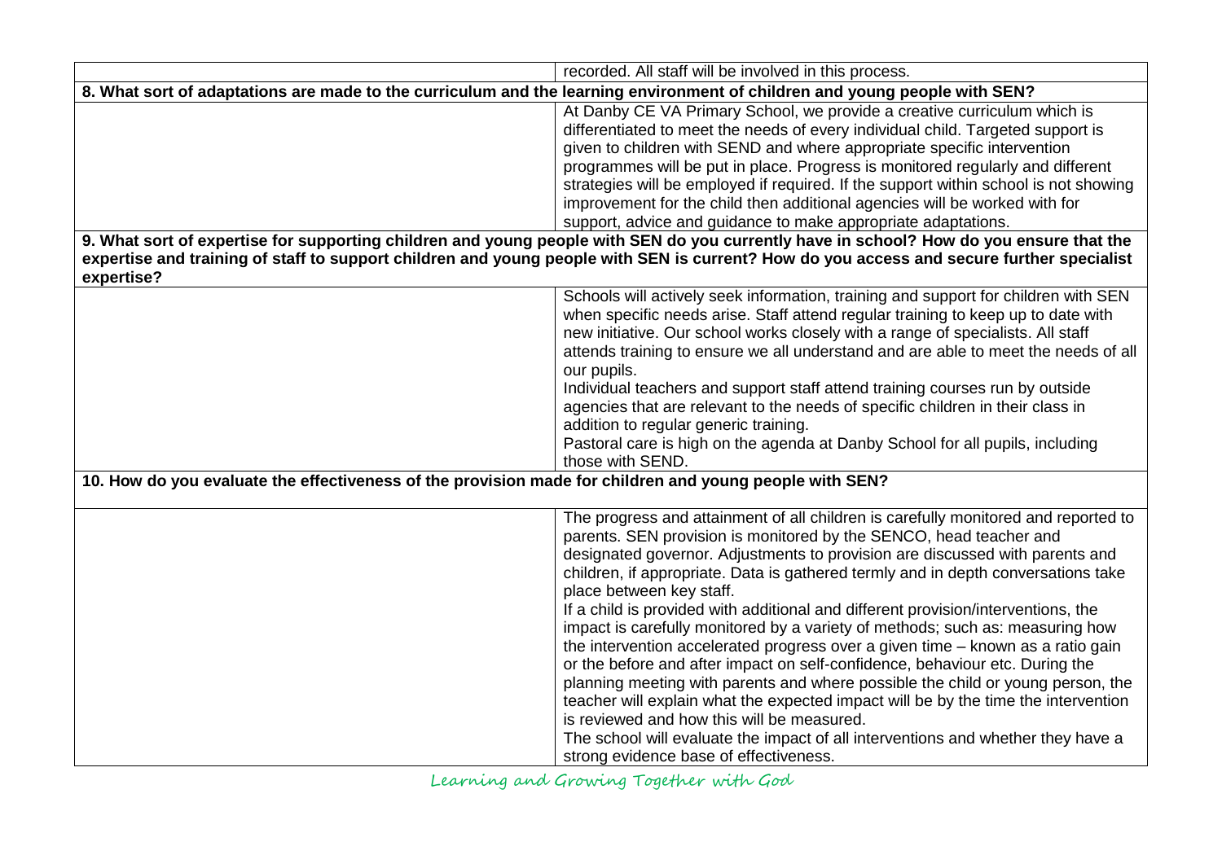| | |
|---|---|
| | recorded. All staff will be involved in this process. |
| **8. What sort of adaptations are made to the curriculum and the learning environment of children and young people with SEN?** | |
| | At Danby CE VA Primary School, we provide a creative curriculum which is differentiated to meet the needs of every individual child. Targeted support is given to children with SEND and where appropriate specific intervention programmes will be put in place. Progress is monitored regularly and different strategies will be employed if required. If the support within school is not showing improvement for the child then additional agencies will be worked with for support, advice and guidance to make appropriate adaptations. |
| **9. What sort of expertise for supporting children and young people with SEN do you currently have in school? How do you ensure that the expertise and training of staff to support children and young people with SEN is current? How do you access and secure further specialist expertise?** | |
| | Schools will actively seek information, training and support for children with SEN when specific needs arise. Staff attend regular training to keep up to date with new initiative. Our school works closely with a range of specialists. All staff attends training to ensure we all understand and are able to meet the needs of all our pupils.<br>Individual teachers and support staff attend training courses run by outside agencies that are relevant to the needs of specific children in their class in addition to regular generic training.<br>Pastoral care is high on the agenda at Danby School for all pupils, including those with SEND. |
| **10. How do you evaluate the effectiveness of the provision made for children and young people with SEN?** | |
| | The progress and attainment of all children is carefully monitored and reported to parents. SEN provision is monitored by the SENCO, head teacher and designated governor. Adjustments to provision are discussed with parents and children, if appropriate. Data is gathered termly and in depth conversations take place between key staff.<br>If a child is provided with additional and different provision/interventions, the impact is carefully monitored by a variety of methods; such as: measuring how the intervention accelerated progress over a given time – known as a ratio gain or the before and after impact on self-confidence, behaviour etc. During the planning meeting with parents and where possible the child or young person, the teacher will explain what the expected impact will be by the time the intervention is reviewed and how this will be measured.<br>The school will evaluate the impact of all interventions and whether they have a strong evidence base of effectiveness. |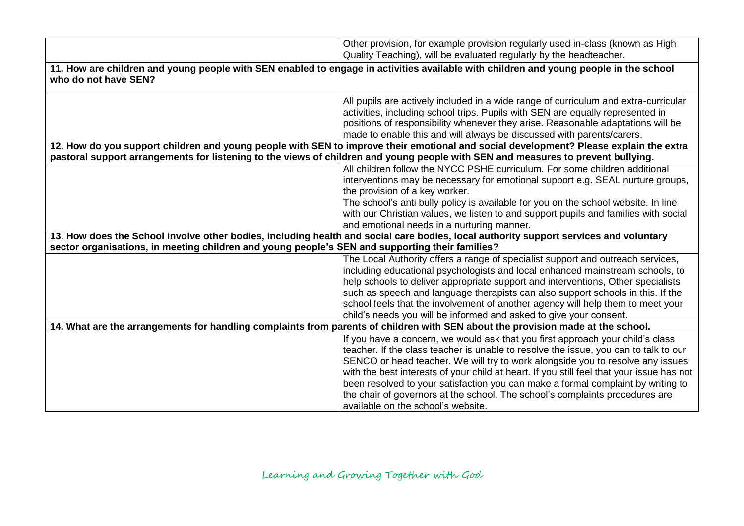| | |
|---|---|
| | Other provision, for example provision regularly used in-class (known as High Quality Teaching), will be evaluated regularly by the headteacher. |
| **11. How are children and young people with SEN enabled to engage in activities available with children and young people in the school who do not have SEN?** | |
| | All pupils are actively included in a wide range of curriculum and extra-curricular activities, including school trips. Pupils with SEN are equally represented in positions of responsibility whenever they arise. Reasonable adaptations will be made to enable this and will always be discussed with parents/carers. |
| **12. How do you support children and young people with SEN to improve their emotional and social development? Please explain the extra pastoral support arrangements for listening to the views of children and young people with SEN and measures to prevent bullying.** | |
| | All children follow the NYCC PSHE curriculum. For some children additional interventions may be necessary for emotional support e.g. SEAL nurture groups, the provision of a key worker.<br>The school's anti bully policy is available for you on the school website. In line with our Christian values, we listen to and support pupils and families with social and emotional needs in a nurturing manner. |
| **13. How does the School involve other bodies, including health and social care bodies, local authority support services and voluntary sector organisations, in meeting children and young people's SEN and supporting their families?** | |
| | The Local Authority offers a range of specialist support and outreach services, including educational psychologists and local enhanced mainstream schools, to help schools to deliver appropriate support and interventions, Other specialists such as speech and language therapists can also support schools in this. If the school feels that the involvement of another agency will help them to meet your child's needs you will be informed and asked to give your consent. |
| **14. What are the arrangements for handling complaints from parents of children with SEN about the provision made at the school.** | |
| | If you have a concern, we would ask that you first approach your child's class teacher. If the class teacher is unable to resolve the issue, you can to talk to our SENCO or head teacher. We will try to work alongside you to resolve any issues with the best interests of your child at heart. If you still feel that your issue has not been resolved to your satisfaction you can make a formal complaint by writing to the chair of governors at the school. The school's complaints procedures are available on the school's website. |